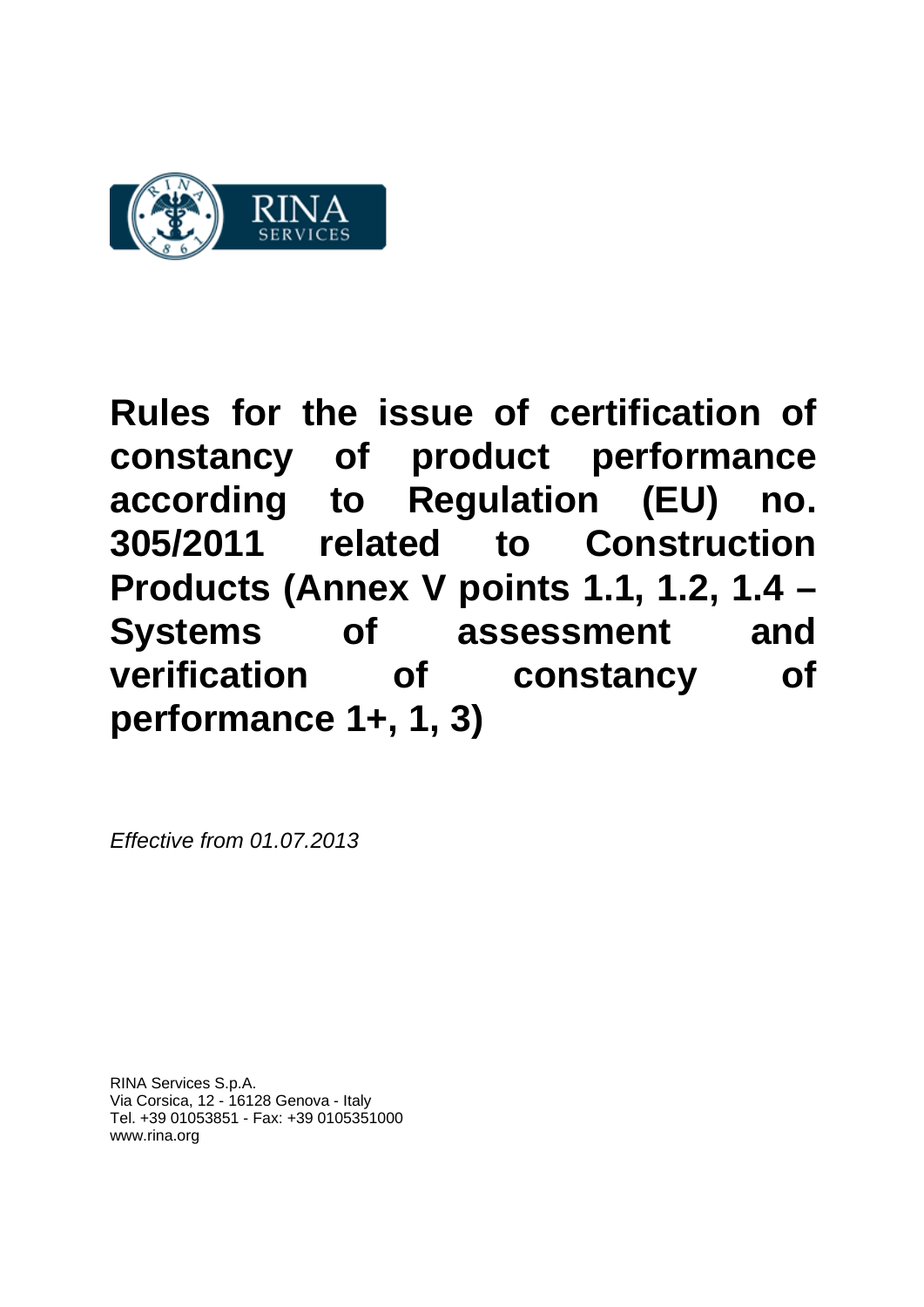# Rules for the issue of certification of constancy of product performance according to Regulation (EU) no. 305/2011 related to Construction Products (Annex V points 1.1, 1.2, 1.4 – Systems of assessment and verification of constancy of performance 1+, 1, 3)

*Effective from 01.07.2013*

RINA Services S.p.A.
Via Corsica, 12 - 16128 Genova - Italy
Tel. +39 01053851 - Fax: +39 0105351000
www.rina.org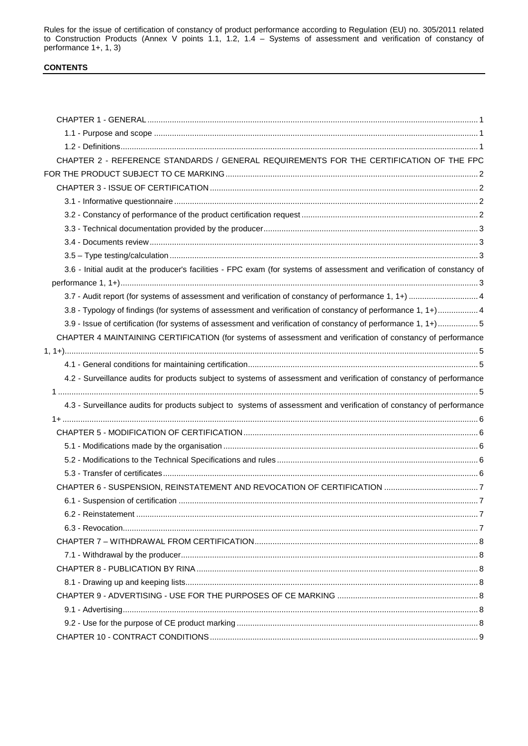Rules for the issue of certification of constancy of product performance according to Regulation (EU) no. 305/2011 related to Construction Products (Annex V points 1.1, 1.2, 1.4 – Systems of assessment and verification of constancy of performance 1+, 1, 3)

**CONTENTS**

CHAPTER 1 - GENERAL ..... 1
- 1.1 - Purpose and scope ..... 1
- 1.2 - Definitions ..... 1

CHAPTER 2 - REFERENCE STANDARDS / GENERAL REQUIREMENTS FOR THE CERTIFICATION OF THE FPC FOR THE PRODUCT SUBJECT TO CE MARKING ..... 2

CHAPTER 3 - ISSUE OF CERTIFICATION ..... 2
- 3.1 - Informative questionnaire ..... 2
- 3.2 - Constancy of performance of the product certification request ..... 2
- 3.3 - Technical documentation provided by the producer ..... 3
- 3.4 - Documents review ..... 3
- 3.5 – Type testing/calculation ..... 3
- 3.6 - Initial audit at the producer's facilities - FPC exam (for systems of assessment and verification of constancy of performance 1, 1+) ..... 3
- 3.7 - Audit report (for systems of assessment and verification of constancy of performance 1, 1+) ..... 4
- 3.8 - Typology of findings (for systems of assessment and verification of constancy of performance 1, 1+) ..... 4
- 3.9 - Issue of certification (for systems of assessment and verification of constancy of performance 1, 1+) ..... 5

CHAPTER 4 MAINTAINING CERTIFICATION (for systems of assessment and verification of constancy of performance 1, 1+) ..... 5
- 4.1 - General conditions for maintaining certification ..... 5
- 4.2 - Surveillance audits for products subject to systems of assessment and verification of constancy of performance 1 ..... 5
- 4.3 - Surveillance audits for products subject to systems of assessment and verification of constancy of performance 1+ ..... 6

CHAPTER 5 - MODIFICATION OF CERTIFICATION ..... 6
- 5.1 - Modifications made by the organisation ..... 6
- 5.2 - Modifications to the Technical Specifications and rules ..... 6
- 5.3 – Transfer of certificates ..... 6

CHAPTER 6 - SUSPENSION, REINSTATEMENT AND REVOCATION OF CERTIFICATION ..... 7
- 6.1 - Suspension of certification ..... 7
- 6.2 - Reinstatement ..... 7
- 6.3 - Revocation ..... 7

CHAPTER 7 – WITHDRAWAL FROM CERTIFICATION ..... 8
- 7.1 - Withdrawal by the producer ..... 8

CHAPTER 8 - PUBLICATION BY RINA ..... 8
- 8.1 - Drawing up and keeping lists ..... 8

CHAPTER 9 - ADVERTISING - USE FOR THE PURPOSES OF CE MARKING ..... 8
- 9.1 - Advertising ..... 8
- 9.2 - Use for the purpose of CE product marking ..... 8

CHAPTER 10 - CONTRACT CONDITIONS ..... 9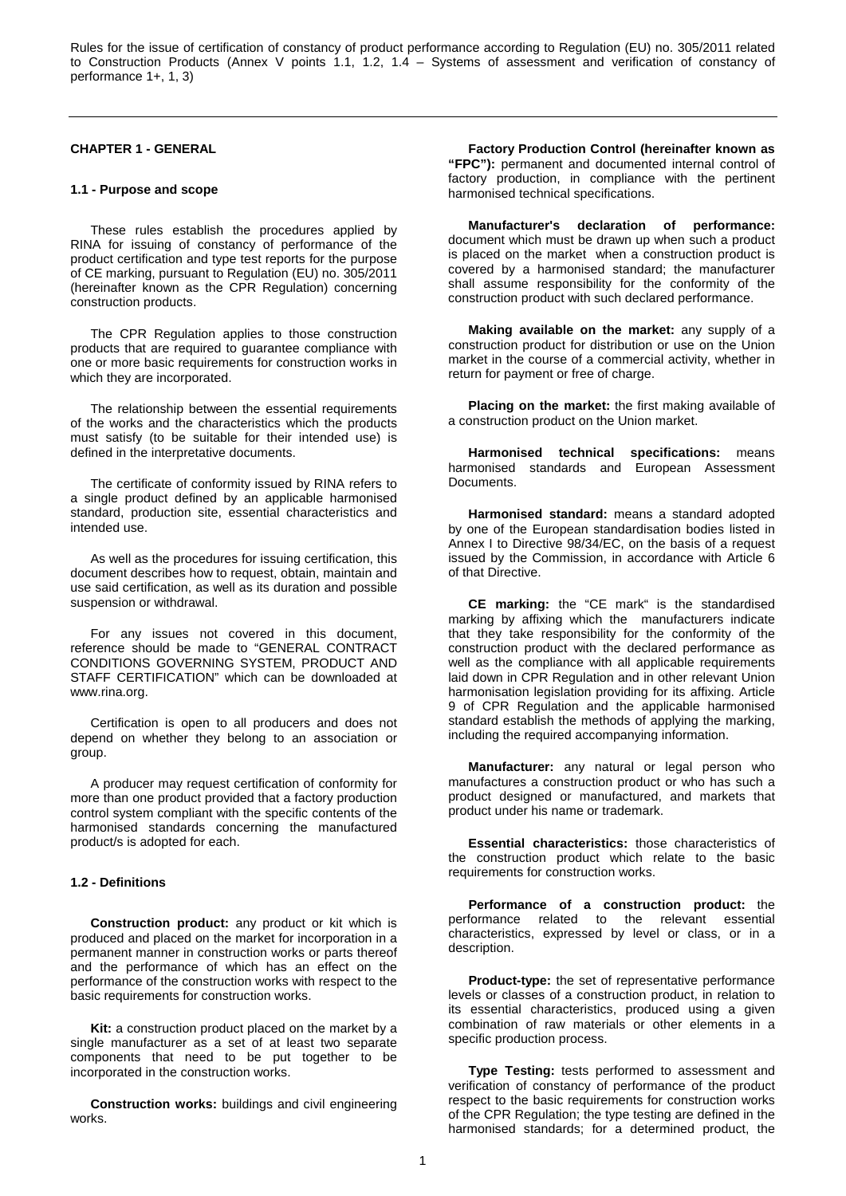## CHAPTER 1 - GENERAL

### 1.1 - Purpose and scope

These rules establish the procedures applied by RINA for issuing of constancy of performance of the product certification and type test reports for the purpose of CE marking, pursuant to Regulation (EU) no. 305/2011 (hereinafter known as the CPR Regulation) concerning construction products.

The CPR Regulation applies to those construction products that are required to guarantee compliance with one or more basic requirements for construction works in which they are incorporated.

The relationship between the essential requirements of the works and the characteristics which the products must satisfy (to be suitable for their intended use) is defined in the interpretative documents.

The certificate of conformity issued by RINA refers to a single product defined by an applicable harmonised standard, production site, essential characteristics and intended use.

As well as the procedures for issuing certification, this document describes how to request, obtain, maintain and use said certification, as well as its duration and possible suspension or withdrawal.

For any issues not covered in this document, reference should be made to "GENERAL CONTRACT CONDITIONS GOVERNING SYSTEM, PRODUCT AND STAFF CERTIFICATION" which can be downloaded at www.rina.org.

Certification is open to all producers and does not depend on whether they belong to an association or group.

A producer may request certification of conformity for more than one product provided that a factory production control system compliant with the specific contents of the harmonised standards concerning the manufactured product/s is adopted for each.

### 1.2 - Definitions

**Construction product:** any product or kit which is produced and placed on the market for incorporation in a permanent manner in construction works or parts thereof and the performance of which has an effect on the performance of the construction works with respect to the basic requirements for construction works.

**Kit:** a construction product placed on the market by a single manufacturer as a set of at least two separate components that need to be put together to be incorporated in the construction works.

**Construction works:** buildings and civil engineering works.

**Factory Production Control (hereinafter known as "FPC"):** permanent and documented internal control of factory production, in compliance with the pertinent harmonised technical specifications.

**Manufacturer's declaration of performance:** document which must be drawn up when such a product is placed on the market when a construction product is covered by a harmonised standard; the manufacturer shall assume responsibility for the conformity of the construction product with such declared performance.

**Making available on the market:** any supply of a construction product for distribution or use on the Union market in the course of a commercial activity, whether in return for payment or free of charge.

**Placing on the market:** the first making available of a construction product on the Union market.

**Harmonised technical specifications:** means harmonised standards and European Assessment Documents.

**Harmonised standard:** means a standard adopted by one of the European standardisation bodies listed in Annex I to Directive 98/34/EC, on the basis of a request issued by the Commission, in accordance with Article 6 of that Directive.

**CE marking:** the "CE mark" is the standardised marking by affixing which the manufacturers indicate that they take responsibility for the conformity of the construction product with the declared performance as well as the compliance with all applicable requirements laid down in CPR Regulation and in other relevant Union harmonisation legislation providing for its affixing. Article 9 of CPR Regulation and the applicable harmonised standard establish the methods of applying the marking, including the required accompanying information.

**Manufacturer:** any natural or legal person who manufactures a construction product or who has such a product designed or manufactured, and markets that product under his name or trademark.

**Essential characteristics:** those characteristics of the construction product which relate to the basic requirements for construction works.

**Performance of a construction product:** the performance related to the relevant essential characteristics, expressed by level or class, or in a description.

**Product-type:** the set of representative performance levels or classes of a construction product, in relation to its essential characteristics, produced using a given combination of raw materials or other elements in a specific production process.

**Type Testing:** tests performed to assessment and verification of constancy of performance of the product respect to the basic requirements for construction works of the CPR Regulation; the type testing are defined in the harmonised standards; for a determined product, the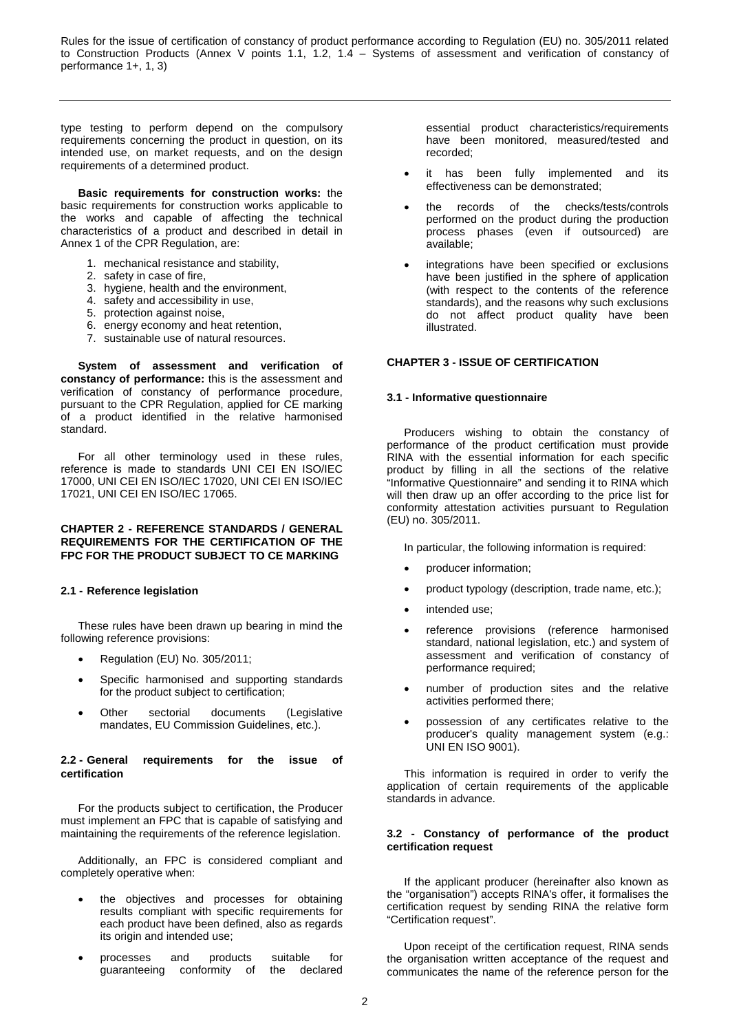type testing to perform depend on the compulsory requirements concerning the product in question, on its intended use, on market requests, and on the design requirements of a determined product.

**Basic requirements for construction works:** the basic requirements for construction works applicable to the works and capable of affecting the technical characteristics of a product and described in detail in Annex 1 of the CPR Regulation, are:

1. mechanical resistance and stability,
2. safety in case of fire,
3. hygiene, health and the environment,
4. safety and accessibility in use,
5. protection against noise,
6. energy economy and heat retention,
7. sustainable use of natural resources.

**System of assessment and verification of constancy of performance:** this is the assessment and verification of constancy of performance procedure, pursuant to the CPR Regulation, applied for CE marking of a product identified in the relative harmonised standard.

For all other terminology used in these rules, reference is made to standards UNI CEI EN ISO/IEC 17000, UNI CEI EN ISO/IEC 17020, UNI CEI EN ISO/IEC 17021, UNI CEI EN ISO/IEC 17065.

## CHAPTER 2 - REFERENCE STANDARDS / GENERAL REQUIREMENTS FOR THE CERTIFICATION OF THE FPC FOR THE PRODUCT SUBJECT TO CE MARKING

### 2.1 - Reference legislation

These rules have been drawn up bearing in mind the following reference provisions:

- Regulation (EU) No. 305/2011;
- Specific harmonised and supporting standards for the product subject to certification;
- Other sectorial documents (Legislative mandates, EU Commission Guidelines, etc.).

### 2.2 - General requirements for the issue of certification

For the products subject to certification, the Producer must implement an FPC that is capable of satisfying and maintaining the requirements of the reference legislation.

Additionally, an FPC is considered compliant and completely operative when:

- the objectives and processes for obtaining results compliant with specific requirements for each product have been defined, also as regards its origin and intended use;
- processes and products suitable for guaranteeing conformity of the declared essential product characteristics/requirements have been monitored, measured/tested and recorded;
- it has been fully implemented and its effectiveness can be demonstrated;
- the records of the checks/tests/controls performed on the product during the production process phases (even if outsourced) are available;
- integrations have been specified or exclusions have been justified in the sphere of application (with respect to the contents of the reference standards), and the reasons why such exclusions do not affect product quality have been illustrated.

## CHAPTER 3 - ISSUE OF CERTIFICATION

### 3.1 - Informative questionnaire

Producers wishing to obtain the constancy of performance of the product certification must provide RINA with the essential information for each specific product by filling in all the sections of the relative "Informative Questionnaire" and sending it to RINA which will then draw up an offer according to the price list for conformity attestation activities pursuant to Regulation (EU) no. 305/2011.

In particular, the following information is required:

- producer information;
- product typology (description, trade name, etc.);
- intended use;
- reference provisions (reference harmonised standard, national legislation, etc.) and system of assessment and verification of constancy of performance required;
- number of production sites and the relative activities performed there;
- possession of any certificates relative to the producer's quality management system (e.g.: UNI EN ISO 9001).

This information is required in order to verify the application of certain requirements of the applicable standards in advance.

### 3.2 - Constancy of performance of the product certification request

If the applicant producer (hereinafter also known as the "organisation") accepts RINA's offer, it formalises the certification request by sending RINA the relative form "Certification request".

Upon receipt of the certification request, RINA sends the organisation written acceptance of the request and communicates the name of the reference person for the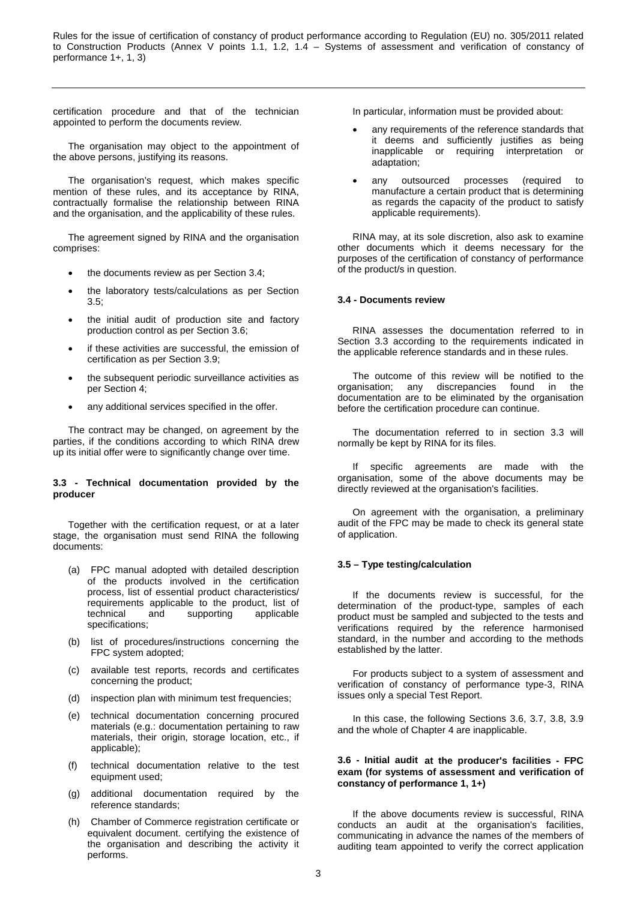certification procedure and that of the technician appointed to perform the documents review.

The organisation may object to the appointment of the above persons, justifying its reasons.

The organisation's request, which makes specific mention of these rules, and its acceptance by RINA, contractually formalise the relationship between RINA and the organisation, and the applicability of these rules.

The agreement signed by RINA and the organisation comprises:

- the documents review as per Section 3.4;
- the laboratory tests/calculations as per Section 3.5;
- the initial audit of production site and factory production control as per Section 3.6;
- if these activities are successful, the emission of certification as per Section 3.9;
- the subsequent periodic surveillance activities as per Section 4;
- any additional services specified in the offer.

The contract may be changed, on agreement by the parties, if the conditions according to which RINA drew up its initial offer were to significantly change over time.

### 3.3 - Technical documentation provided by the producer

Together with the certification request, or at a later stage, the organisation must send RINA the following documents:

(a) FPC manual adopted with detailed description of the products involved in the certification process, list of essential product characteristics/ requirements applicable to the product, list of technical and supporting applicable specifications;

(b) list of procedures/instructions concerning the FPC system adopted;

(c) available test reports, records and certificates concerning the product;

(d) inspection plan with minimum test frequencies;

(e) technical documentation concerning procured materials (e.g.: documentation pertaining to raw materials, their origin, storage location, etc., if applicable);

(f) technical documentation relative to the test equipment used;

(g) additional documentation required by the reference standards;

(h) Chamber of Commerce registration certificate or equivalent document. certifying the existence of the organisation and describing the activity it performs.

In particular, information must be provided about:

- any requirements of the reference standards that it deems and sufficiently justifies as being inapplicable or requiring interpretation or adaptation;
- any outsourced processes (required to manufacture a certain product that is determining as regards the capacity of the product to satisfy applicable requirements).

RINA may, at its sole discretion, also ask to examine other documents which it deems necessary for the purposes of the certification of constancy of performance of the product/s in question.

### 3.4 - Documents review

RINA assesses the documentation referred to in Section 3.3 according to the requirements indicated in the applicable reference standards and in these rules.

The outcome of this review will be notified to the organisation; any discrepancies found in the documentation are to be eliminated by the organisation before the certification procedure can continue.

The documentation referred to in section 3.3 will normally be kept by RINA for its files.

If specific agreements are made with the organisation, some of the above documents may be directly reviewed at the organisation's facilities.

On agreement with the organisation, a preliminary audit of the FPC may be made to check its general state of application.

### 3.5 – Type testing/calculation

If the documents review is successful, for the determination of the product-type, samples of each product must be sampled and subjected to the tests and verifications required by the reference harmonised standard, in the number and according to the methods established by the latter.

For products subject to a system of assessment and verification of constancy of performance type-3, RINA issues only a special Test Report.

In this case, the following Sections 3.6, 3.7, 3.8, 3.9 and the whole of Chapter 4 are inapplicable.

### 3.6 - Initial audit at the producer's facilities - FPC exam (for systems of assessment and verification of constancy of performance 1, 1+)

If the above documents review is successful, RINA conducts an audit at the organisation's facilities, communicating in advance the names of the members of auditing team appointed to verify the correct application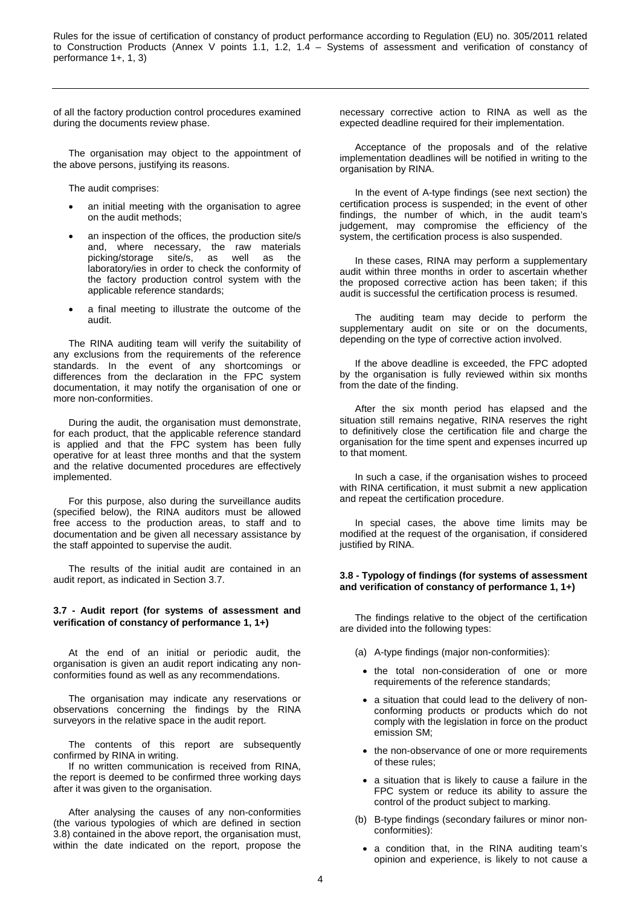of all the factory production control procedures examined during the documents review phase.

The organisation may object to the appointment of the above persons, justifying its reasons.

The audit comprises:

- an initial meeting with the organisation to agree on the audit methods;
- an inspection of the offices, the production site/s and, where necessary, the raw materials picking/storage site/s, as well as the laboratory/ies in order to check the conformity of the factory production control system with the applicable reference standards;
- a final meeting to illustrate the outcome of the audit.

The RINA auditing team will verify the suitability of any exclusions from the requirements of the reference standards. In the event of any shortcomings or differences from the declaration in the FPC system documentation, it may notify the organisation of one or more non-conformities.

During the audit, the organisation must demonstrate, for each product, that the applicable reference standard is applied and that the FPC system has been fully operative for at least three months and that the system and the relative documented procedures are effectively implemented.

For this purpose, also during the surveillance audits (specified below), the RINA auditors must be allowed free access to the production areas, to staff and to documentation and be given all necessary assistance by the staff appointed to supervise the audit.

The results of the initial audit are contained in an audit report, as indicated in Section 3.7.

**3.7 - Audit report (for systems of assessment and verification of constancy of performance 1, 1+)**

At the end of an initial or periodic audit, the organisation is given an audit report indicating any non-conformities found as well as any recommendations.

The organisation may indicate any reservations or observations concerning the findings by the RINA surveyors in the relative space in the audit report.

The contents of this report are subsequently confirmed by RINA in writing.
If no written communication is received from RINA, the report is deemed to be confirmed three working days after it was given to the organisation.

After analysing the causes of any non-conformities (the various typologies of which are defined in section 3.8) contained in the above report, the organisation must, within the date indicated on the report, propose the necessary corrective action to RINA as well as the expected deadline required for their implementation.

Acceptance of the proposals and of the relative implementation deadlines will be notified in writing to the organisation by RINA.

In the event of A-type findings (see next section) the certification process is suspended; in the event of other findings, the number of which, in the audit team's judgement, may compromise the efficiency of the system, the certification process is also suspended.

In these cases, RINA may perform a supplementary audit within three months in order to ascertain whether the proposed corrective action has been taken; if this audit is successful the certification process is resumed.

The auditing team may decide to perform the supplementary audit on site or on the documents, depending on the type of corrective action involved.

If the above deadline is exceeded, the FPC adopted by the organisation is fully reviewed within six months from the date of the finding.

After the six month period has elapsed and the situation still remains negative, RINA reserves the right to definitively close the certification file and charge the organisation for the time spent and expenses incurred up to that moment.

In such a case, if the organisation wishes to proceed with RINA certification, it must submit a new application and repeat the certification procedure.

In special cases, the above time limits may be modified at the request of the organisation, if considered justified by RINA.

**3.8 - Typology of findings (for systems of assessment and verification of constancy of performance 1, 1+)**

The findings relative to the object of the certification are divided into the following types:

(a) A-type findings (major non-conformities):

- the total non-consideration of one or more requirements of the reference standards;
- a situation that could lead to the delivery of non-conforming products or products which do not comply with the legislation in force on the product emission SM;
- the non-observance of one or more requirements of these rules;
- a situation that is likely to cause a failure in the FPC system or reduce its ability to assure the control of the product subject to marking.

(b) B-type findings (secondary failures or minor non-conformities):

- a condition that, in the RINA auditing team's opinion and experience, is likely to not cause a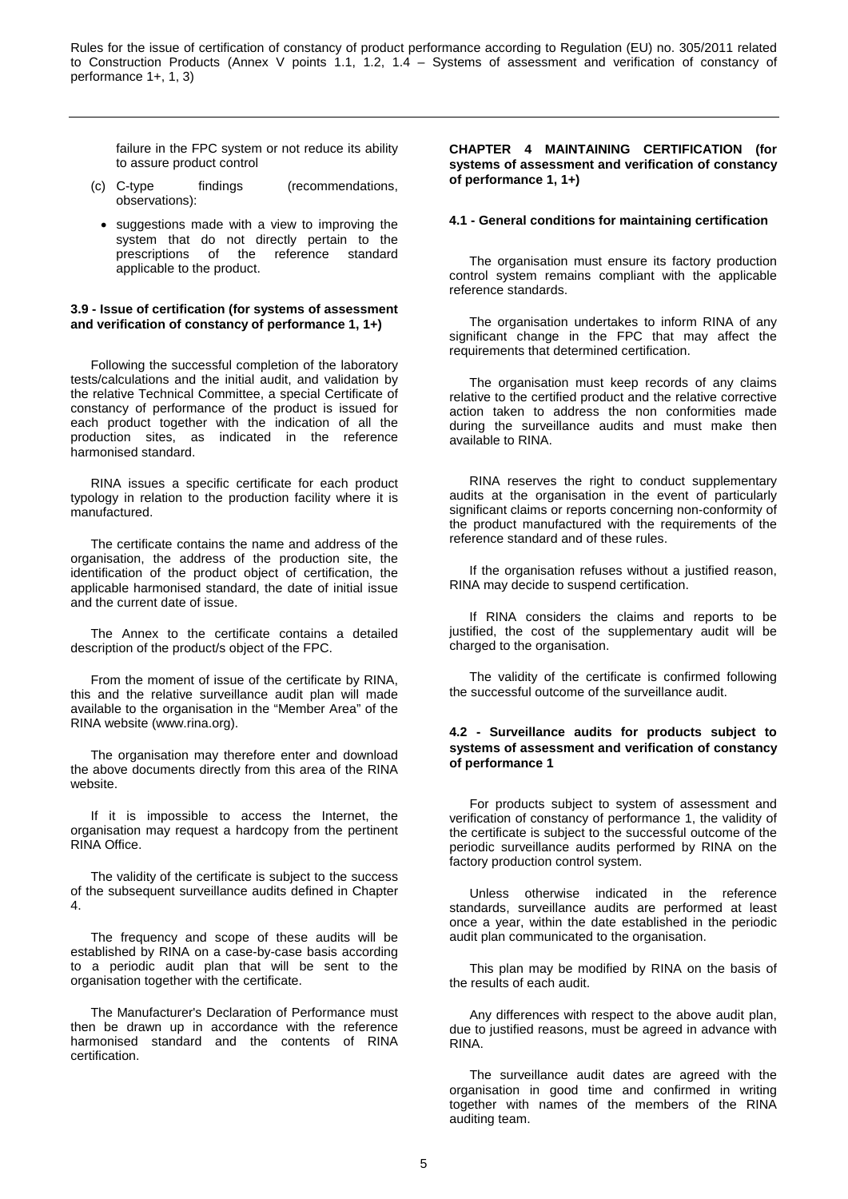failure in the FPC system or not reduce its ability to assure product control

(c) C-type findings (recommendations, observations):

- suggestions made with a view to improving the system that do not directly pertain to the prescriptions of the reference standard applicable to the product.

**3.9 - Issue of certification (for systems of assessment and verification of constancy of performance 1, 1+)**

Following the successful completion of the laboratory tests/calculations and the initial audit, and validation by the relative Technical Committee, a special Certificate of constancy of performance of the product is issued for each product together with the indication of all the production sites, as indicated in the reference harmonised standard.

RINA issues a specific certificate for each product typology in relation to the production facility where it is manufactured.

The certificate contains the name and address of the organisation, the address of the production site, the identification of the product object of certification, the applicable harmonised standard, the date of initial issue and the current date of issue.

The Annex to the certificate contains a detailed description of the product/s object of the FPC.

From the moment of issue of the certificate by RINA, this and the relative surveillance audit plan will made available to the organisation in the "Member Area" of the RINA website (www.rina.org).

The organisation may therefore enter and download the above documents directly from this area of the RINA website.

If it is impossible to access the Internet, the organisation may request a hardcopy from the pertinent RINA Office.

The validity of the certificate is subject to the success of the subsequent surveillance audits defined in Chapter 4.

The frequency and scope of these audits will be established by RINA on a case-by-case basis according to a periodic audit plan that will be sent to the organisation together with the certificate.

The Manufacturer's Declaration of Performance must then be drawn up in accordance with the reference harmonised standard and the contents of RINA certification.

## CHAPTER 4 MAINTAINING CERTIFICATION (for systems of assessment and verification of constancy of performance 1, 1+)

**4.1 - General conditions for maintaining certification**

The organisation must ensure its factory production control system remains compliant with the applicable reference standards.

The organisation undertakes to inform RINA of any significant change in the FPC that may affect the requirements that determined certification.

The organisation must keep records of any claims relative to the certified product and the relative corrective action taken to address the non conformities made during the surveillance audits and must make then available to RINA.

RINA reserves the right to conduct supplementary audits at the organisation in the event of particularly significant claims or reports concerning non-conformity of the product manufactured with the requirements of the reference standard and of these rules.

If the organisation refuses without a justified reason, RINA may decide to suspend certification.

If RINA considers the claims and reports to be justified, the cost of the supplementary audit will be charged to the organisation.

The validity of the certificate is confirmed following the successful outcome of the surveillance audit.

**4.2 - Surveillance audits for products subject to systems of assessment and verification of constancy of performance 1**

For products subject to system of assessment and verification of constancy of performance 1, the validity of the certificate is subject to the successful outcome of the periodic surveillance audits performed by RINA on the factory production control system.

Unless otherwise indicated in the reference standards, surveillance audits are performed at least once a year, within the date established in the periodic audit plan communicated to the organisation.

This plan may be modified by RINA on the basis of the results of each audit.

Any differences with respect to the above audit plan, due to justified reasons, must be agreed in advance with RINA.

The surveillance audit dates are agreed with the organisation in good time and confirmed in writing together with names of the members of the RINA auditing team.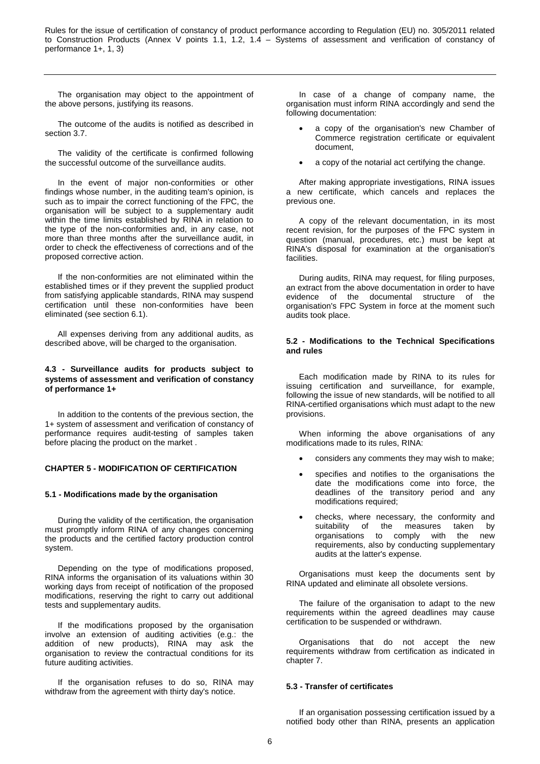The organisation may object to the appointment of the above persons, justifying its reasons.

The outcome of the audits is notified as described in section 3.7.

The validity of the certificate is confirmed following the successful outcome of the surveillance audits.

In the event of major non-conformities or other findings whose number, in the auditing team's opinion, is such as to impair the correct functioning of the FPC, the organisation will be subject to a supplementary audit within the time limits established by RINA in relation to the type of the non-conformities and, in any case, not more than three months after the surveillance audit, in order to check the effectiveness of corrections and of the proposed corrective action.

If the non-conformities are not eliminated within the established times or if they prevent the supplied product from satisfying applicable standards, RINA may suspend certification until these non-conformities have been eliminated (see section 6.1).

All expenses deriving from any additional audits, as described above, will be charged to the organisation.

### 4.3 - Surveillance audits for products subject to systems of assessment and verification of constancy of performance 1+

In addition to the contents of the previous section, the 1+ system of assessment and verification of constancy of performance requires audit-testing of samples taken before placing the product on the market .

## CHAPTER 5 - MODIFICATION OF CERTIFICATION

### 5.1 - Modifications made by the organisation

During the validity of the certification, the organisation must promptly inform RINA of any changes concerning the products and the certified factory production control system.

Depending on the type of modifications proposed, RINA informs the organisation of its valuations within 30 working days from receipt of notification of the proposed modifications, reserving the right to carry out additional tests and supplementary audits.

If the modifications proposed by the organisation involve an extension of auditing activities (e.g.: the addition of new products), RINA may ask the organisation to review the contractual conditions for its future auditing activities.

If the organisation refuses to do so, RINA may withdraw from the agreement with thirty day's notice.

In case of a change of company name, the organisation must inform RINA accordingly and send the following documentation:

- a copy of the organisation's new Chamber of Commerce registration certificate or equivalent document,
- a copy of the notarial act certifying the change.

After making appropriate investigations, RINA issues a new certificate, which cancels and replaces the previous one.

A copy of the relevant documentation, in its most recent revision, for the purposes of the FPC system in question (manual, procedures, etc.) must be kept at RINA's disposal for examination at the organisation's facilities.

During audits, RINA may request, for filing purposes, an extract from the above documentation in order to have evidence of the documental structure of the organisation's FPC System in force at the moment such audits took place.

### 5.2 - Modifications to the Technical Specifications and rules

Each modification made by RINA to its rules for issuing certification and surveillance, for example, following the issue of new standards, will be notified to all RINA-certified organisations which must adapt to the new provisions.

When informing the above organisations of any modifications made to its rules, RINA:

- considers any comments they may wish to make;
- specifies and notifies to the organisations the date the modifications come into force, the deadlines of the transitory period and any modifications required;
- checks, where necessary, the conformity and suitability of the measures taken by organisations to comply with the new requirements, also by conducting supplementary audits at the latter's expense.

Organisations must keep the documents sent by RINA updated and eliminate all obsolete versions.

The failure of the organisation to adapt to the new requirements within the agreed deadlines may cause certification to be suspended or withdrawn.

Organisations that do not accept the new requirements withdraw from certification as indicated in chapter 7.

### 5.3 - Transfer of certificates

If an organisation possessing certification issued by a notified body other than RINA, presents an application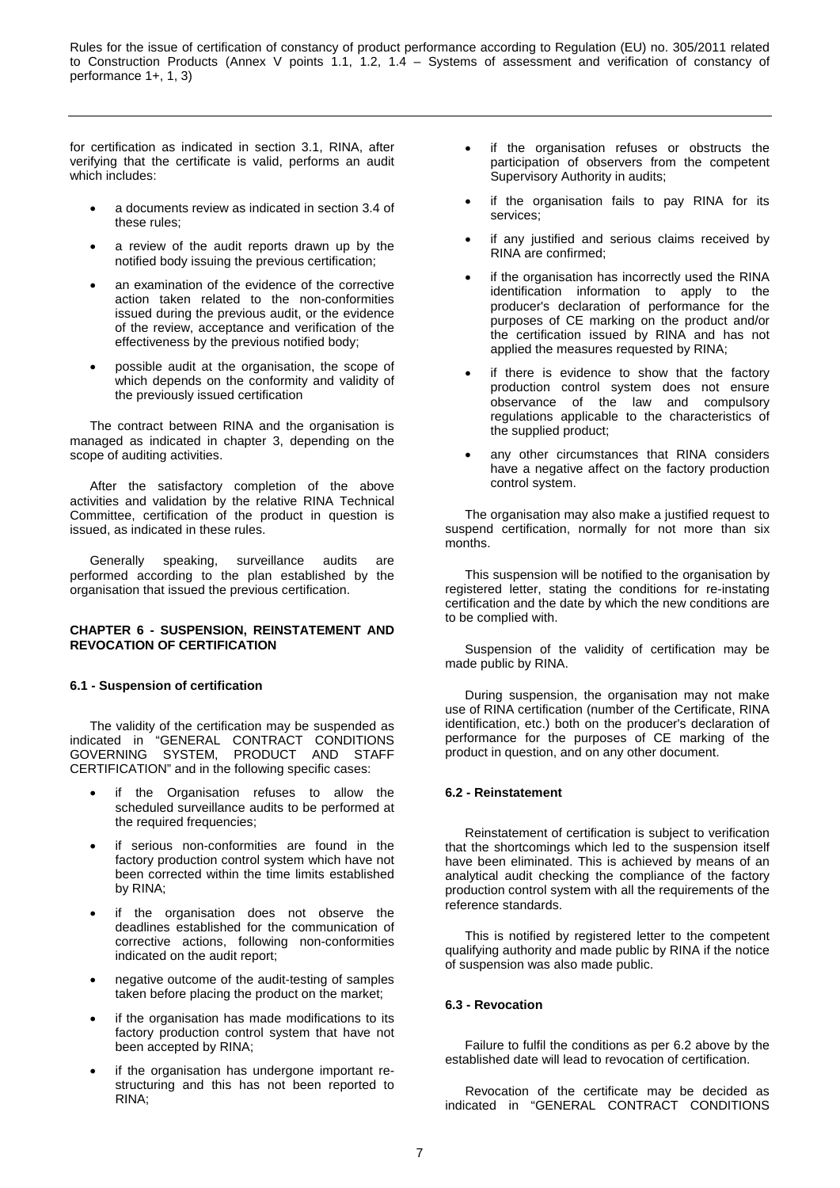for certification as indicated in section 3.1, RINA, after verifying that the certificate is valid, performs an audit which includes:

- a documents review as indicated in section 3.4 of these rules;
- a review of the audit reports drawn up by the notified body issuing the previous certification;
- an examination of the evidence of the corrective action taken related to the non-conformities issued during the previous audit, or the evidence of the review, acceptance and verification of the effectiveness by the previous notified body;
- possible audit at the organisation, the scope of which depends on the conformity and validity of the previously issued certification

The contract between RINA and the organisation is managed as indicated in chapter 3, depending on the scope of auditing activities.

After the satisfactory completion of the above activities and validation by the relative RINA Technical Committee, certification of the product in question is issued, as indicated in these rules.

Generally speaking, surveillance audits are performed according to the plan established by the organisation that issued the previous certification.

## CHAPTER 6 - SUSPENSION, REINSTATEMENT AND REVOCATION OF CERTIFICATION

### 6.1 - Suspension of certification

The validity of the certification may be suspended as indicated in "GENERAL CONTRACT CONDITIONS GOVERNING SYSTEM, PRODUCT AND STAFF CERTIFICATION" and in the following specific cases:

- if the Organisation refuses to allow the scheduled surveillance audits to be performed at the required frequencies;
- if serious non-conformities are found in the factory production control system which have not been corrected within the time limits established by RINA;
- if the organisation does not observe the deadlines established for the communication of corrective actions, following non-conformities indicated on the audit report;
- negative outcome of the audit-testing of samples taken before placing the product on the market;
- if the organisation has made modifications to its factory production control system that have not been accepted by RINA;
- if the organisation has undergone important re-structuring and this has not been reported to RINA;
- if the organisation refuses or obstructs the participation of observers from the competent Supervisory Authority in audits;
- if the organisation fails to pay RINA for its services;
- if any justified and serious claims received by RINA are confirmed;
- if the organisation has incorrectly used the RINA identification information to apply to the producer's declaration of performance for the purposes of CE marking on the product and/or the certification issued by RINA and has not applied the measures requested by RINA;
- if there is evidence to show that the factory production control system does not ensure observance of the law and compulsory regulations applicable to the characteristics of the supplied product;
- any other circumstances that RINA considers have a negative affect on the factory production control system.

The organisation may also make a justified request to suspend certification, normally for not more than six months.

This suspension will be notified to the organisation by registered letter, stating the conditions for re-instating certification and the date by which the new conditions are to be complied with.

Suspension of the validity of certification may be made public by RINA.

During suspension, the organisation may not make use of RINA certification (number of the Certificate, RINA identification, etc.) both on the producer's declaration of performance for the purposes of CE marking of the product in question, and on any other document.

### 6.2 - Reinstatement

Reinstatement of certification is subject to verification that the shortcomings which led to the suspension itself have been eliminated. This is achieved by means of an analytical audit checking the compliance of the factory production control system with all the requirements of the reference standards.

This is notified by registered letter to the competent qualifying authority and made public by RINA if the notice of suspension was also made public.

### 6.3 - Revocation

Failure to fulfil the conditions as per 6.2 above by the established date will lead to revocation of certification.

Revocation of the certificate may be decided as indicated in "GENERAL CONTRACT CONDITIONS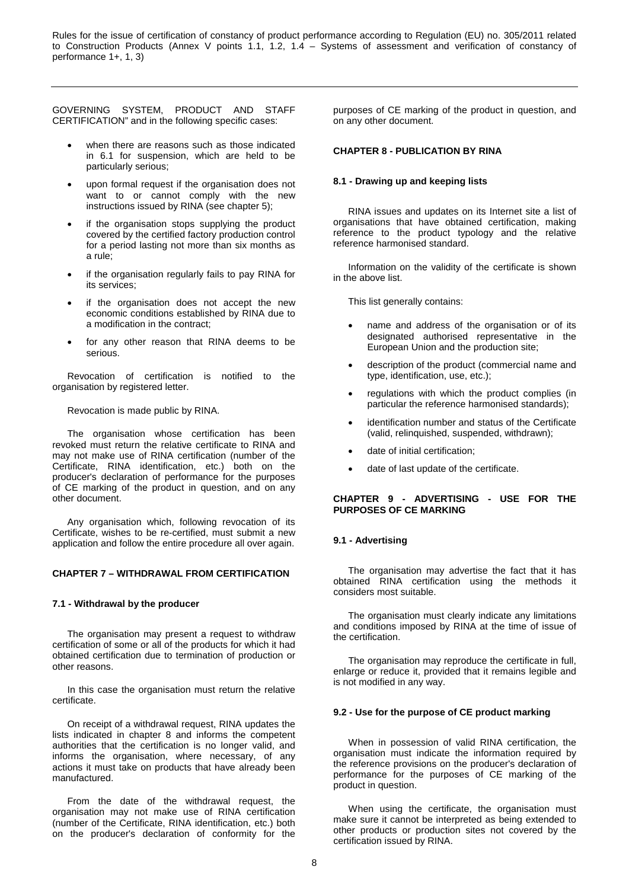GOVERNING SYSTEM, PRODUCT AND STAFF CERTIFICATION" and in the following specific cases:

- when there are reasons such as those indicated in 6.1 for suspension, which are held to be particularly serious;
- upon formal request if the organisation does not want to or cannot comply with the new instructions issued by RINA (see chapter 5);
- if the organisation stops supplying the product covered by the certified factory production control for a period lasting not more than six months as a rule;
- if the organisation regularly fails to pay RINA for its services;
- if the organisation does not accept the new economic conditions established by RINA due to a modification in the contract;
- for any other reason that RINA deems to be serious.

Revocation of certification is notified to the organisation by registered letter.

Revocation is made public by RINA.

The organisation whose certification has been revoked must return the relative certificate to RINA and may not make use of RINA certification (number of the Certificate, RINA identification, etc.) both on the producer's declaration of performance for the purposes of CE marking of the product in question, and on any other document.

Any organisation which, following revocation of its Certificate, wishes to be re-certified, must submit a new application and follow the entire procedure all over again.

## CHAPTER 7 – WITHDRAWAL FROM CERTIFICATION

### 7.1 - Withdrawal by the producer

The organisation may present a request to withdraw certification of some or all of the products for which it had obtained certification due to termination of production or other reasons.

In this case the organisation must return the relative certificate.

On receipt of a withdrawal request, RINA updates the lists indicated in chapter 8 and informs the competent authorities that the certification is no longer valid, and informs the organisation, where necessary, of any actions it must take on products that have already been manufactured.

From the date of the withdrawal request, the organisation may not make use of RINA certification (number of the Certificate, RINA identification, etc.) both on the producer's declaration of conformity for the purposes of CE marking of the product in question, and on any other document.

## CHAPTER 8 - PUBLICATION BY RINA

### 8.1 - Drawing up and keeping lists

RINA issues and updates on its Internet site a list of organisations that have obtained certification, making reference to the product typology and the relative reference harmonised standard.

Information on the validity of the certificate is shown in the above list.

This list generally contains:

- name and address of the organisation or of its designated authorised representative in the European Union and the production site;
- description of the product (commercial name and type, identification, use, etc.);
- regulations with which the product complies (in particular the reference harmonised standards);
- identification number and status of the Certificate (valid, relinquished, suspended, withdrawn);
- date of initial certification;
- date of last update of the certificate.

## CHAPTER 9 - ADVERTISING - USE FOR THE PURPOSES OF CE MARKING

### 9.1 - Advertising

The organisation may advertise the fact that it has obtained RINA certification using the methods it considers most suitable.

The organisation must clearly indicate any limitations and conditions imposed by RINA at the time of issue of the certification.

The organisation may reproduce the certificate in full, enlarge or reduce it, provided that it remains legible and is not modified in any way.

### 9.2 - Use for the purpose of CE product marking

When in possession of valid RINA certification, the organisation must indicate the information required by the reference provisions on the producer's declaration of performance for the purposes of CE marking of the product in question.

When using the certificate, the organisation must make sure it cannot be interpreted as being extended to other products or production sites not covered by the certification issued by RINA.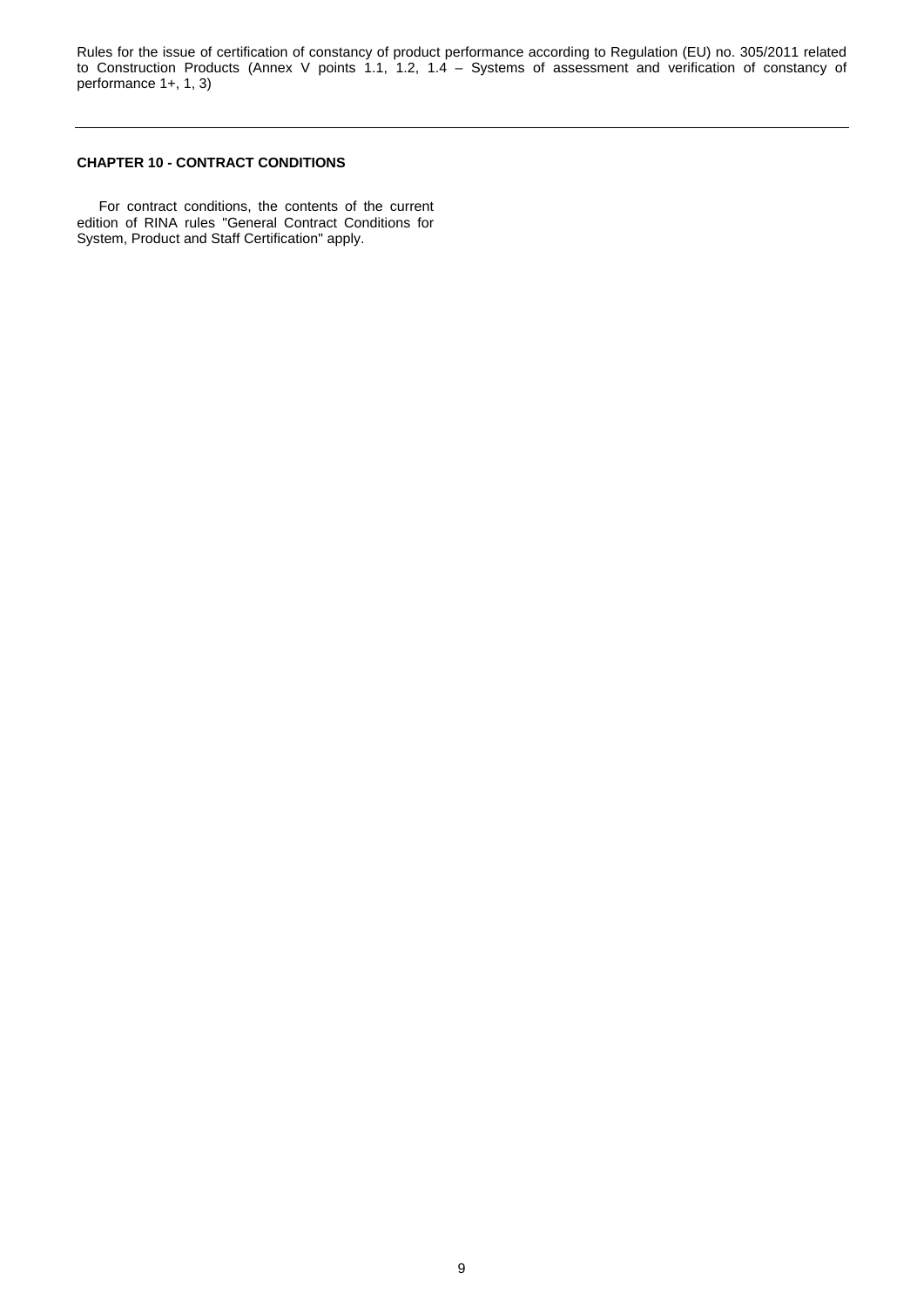## CHAPTER 10 - CONTRACT CONDITIONS

For contract conditions, the contents of the current edition of RINA rules "General Contract Conditions for System, Product and Staff Certification" apply.